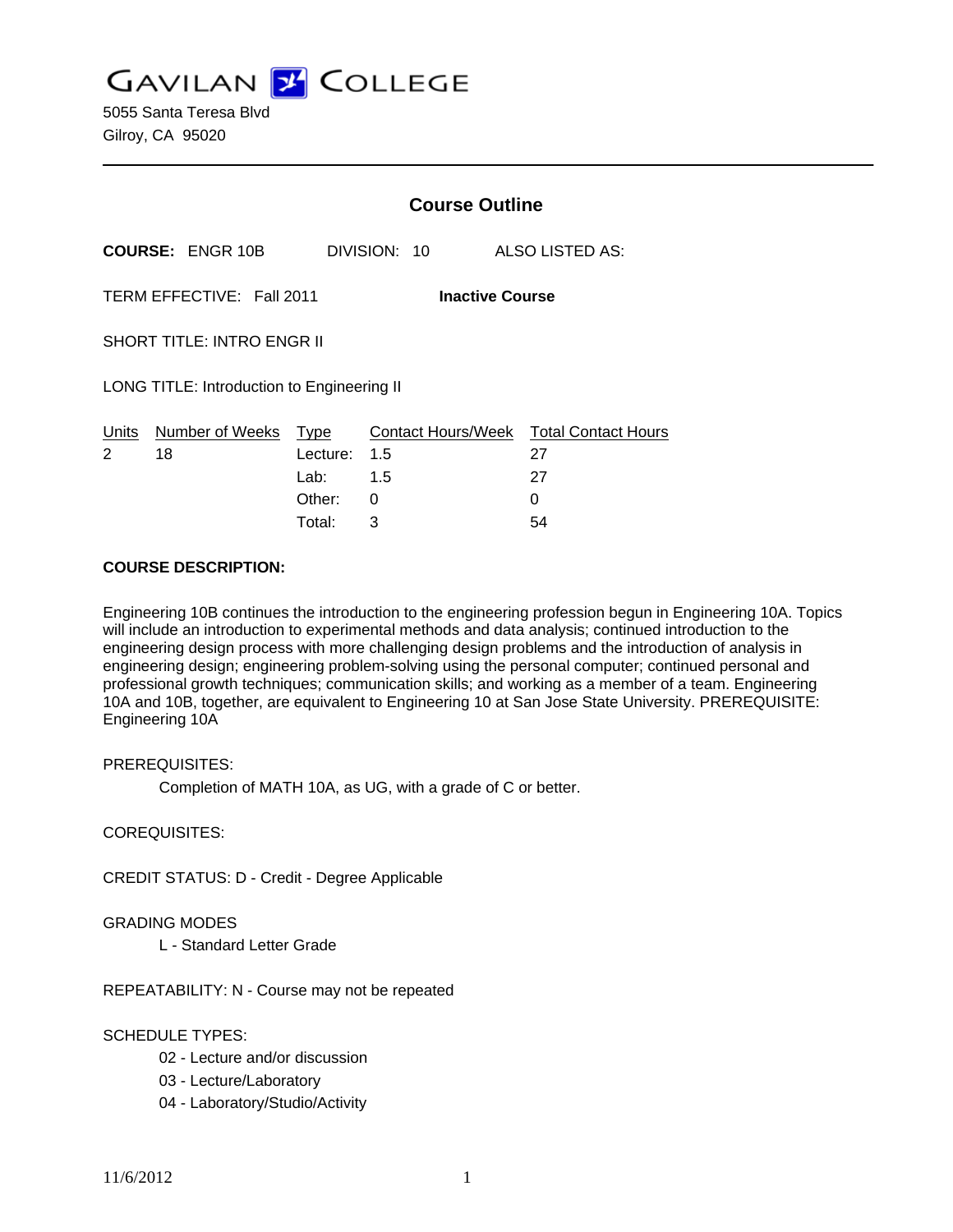# GAVILAN COLLEGE

5055 Santa Teresa Blvd
Gilroy, CA 95020

## Course Outline

**COURSE:** ENGR 10B DIVISION: 10 ALSO LISTED AS:

TERM EFFECTIVE: Fall 2011 **Inactive Course**

SHORT TITLE: INTRO ENGR II

LONG TITLE: Introduction to Engineering II

| Units | Number of Weeks | Type | Contact Hours/Week | Total Contact Hours |
|---|---|---|---|---|
| 2 | 18 | Lecture: | 1.5 | 27 |
| | | Lab: | 1.5 | 27 |
| | | Other: | 0 | 0 |
| | | Total: | 3 | 54 |

**COURSE DESCRIPTION:**

Engineering 10B continues the introduction to the engineering profession begun in Engineering 10A. Topics will include an introduction to experimental methods and data analysis; continued introduction to the engineering design process with more challenging design problems and the introduction of analysis in engineering design; engineering problem-solving using the personal computer; continued personal and professional growth techniques; communication skills; and working as a member of a team. Engineering 10A and 10B, together, are equivalent to Engineering 10 at San Jose State University. PREREQUISITE: Engineering 10A

PREREQUISITES:

Completion of MATH 10A, as UG, with a grade of C or better.

COREQUISITES:

CREDIT STATUS: D - Credit - Degree Applicable

GRADING MODES

L - Standard Letter Grade

REPEATABILITY: N - Course may not be repeated

SCHEDULE TYPES:

02 - Lecture and/or discussion
03 - Lecture/Laboratory
04 - Laboratory/Studio/Activity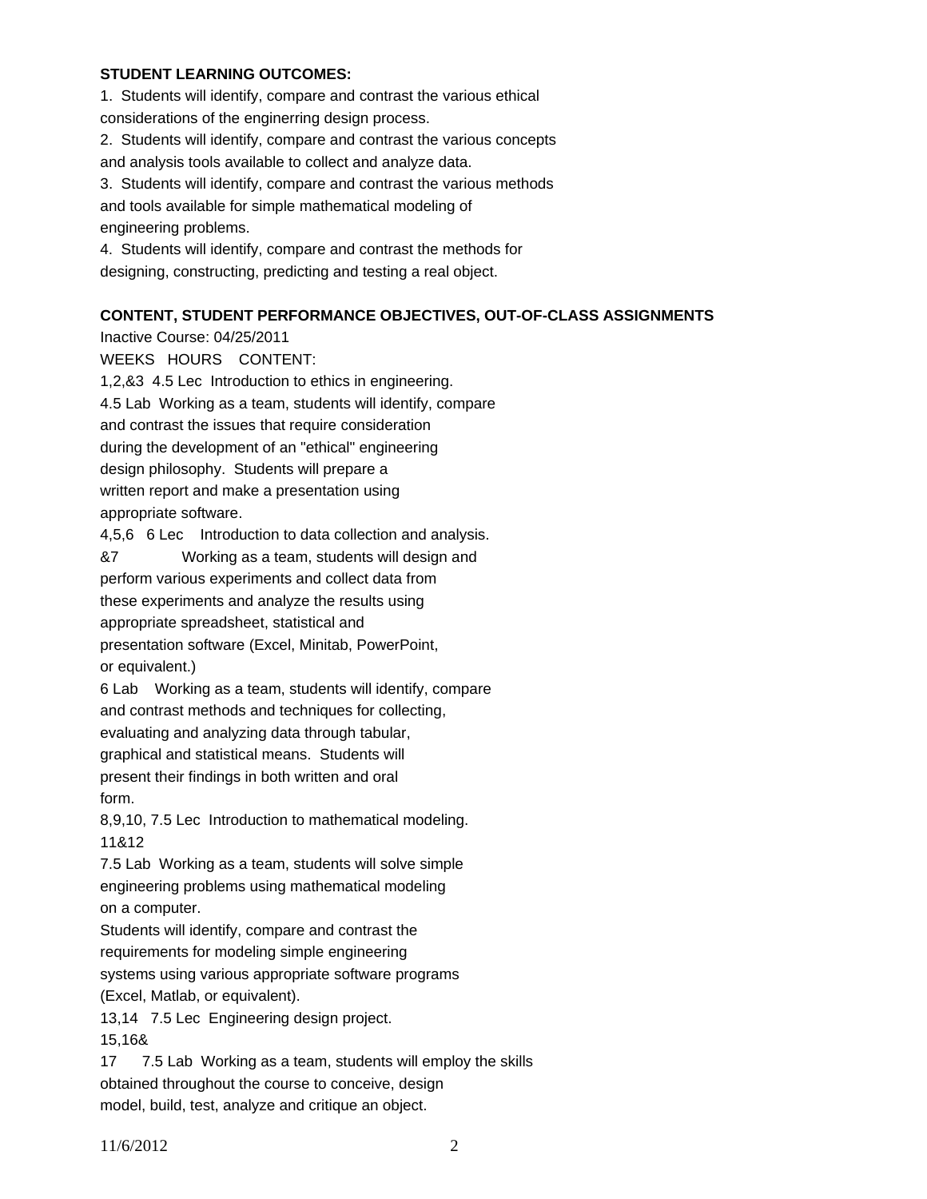**STUDENT LEARNING OUTCOMES:**

1. Students will identify, compare and contrast the various ethical considerations of the enginerring design process.
2. Students will identify, compare and contrast the various concepts and analysis tools available to collect and analyze data.
3. Students will identify, compare and contrast the various methods and tools available for simple mathematical modeling of engineering problems.
4. Students will identify, compare and contrast the methods for designing, constructing, predicting and testing a real object.

**CONTENT, STUDENT PERFORMANCE OBJECTIVES, OUT-OF-CLASS ASSIGNMENTS**

Inactive Course: 04/25/2011

WEEKS HOURS CONTENT:

1,2,&3 4.5 Lec Introduction to ethics in engineering.
4.5 Lab Working as a team, students will identify, compare and contrast the issues that require consideration during the development of an "ethical" engineering design philosophy. Students will prepare a written report and make a presentation using appropriate software.

4,5,6 6 Lec Introduction to data collection and analysis.
&7 Working as a team, students will design and perform various experiments and collect data from these experiments and analyze the results using appropriate spreadsheet, statistical and presentation software (Excel, Minitab, PowerPoint, or equivalent.)
6 Lab Working as a team, students will identify, compare and contrast methods and techniques for collecting, evaluating and analyzing data through tabular, graphical and statistical means. Students will present their findings in both written and oral form.

8,9,10, 7.5 Lec Introduction to mathematical modeling.
11&12
7.5 Lab Working as a team, students will solve simple engineering problems using mathematical modeling on a computer.
Students will identify, compare and contrast the requirements for modeling simple engineering systems using various appropriate software programs (Excel, Matlab, or equivalent).

13,14 7.5 Lec Engineering design project.
15,16&
17 7.5 Lab Working as a team, students will employ the skills obtained throughout the course to conceive, design model, build, test, analyze and critique an object.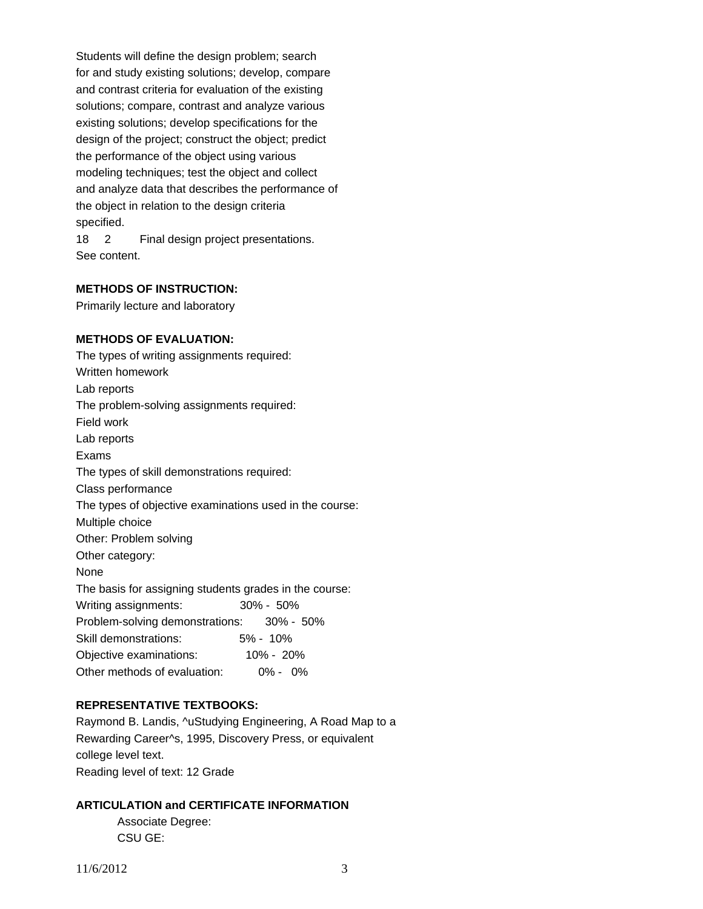Students will define the design problem; search for and study existing solutions; develop, compare and contrast criteria for evaluation of the existing solutions; compare, contrast and analyze various existing solutions; develop specifications for the design of the project; construct the object; predict the performance of the object using various modeling techniques; test the object and collect and analyze data that describes the performance of the object in relation to the design criteria specified.

18 2 Final design project presentations.
See content.

**METHODS OF INSTRUCTION:**

Primarily lecture and laboratory

**METHODS OF EVALUATION:**

The types of writing assignments required:
Written homework
Lab reports
The problem-solving assignments required:
Field work
Lab reports
Exams
The types of skill demonstrations required:
Class performance
The types of objective examinations used in the course:
Multiple choice
Other: Problem solving
Other category:
None
The basis for assigning students grades in the course:

| | |
|---|---|
| Writing assignments: | 30% - 50% |
| Problem-solving demonstrations: | 30% - 50% |
| Skill demonstrations: | 5% - 10% |
| Objective examinations: | 10% - 20% |
| Other methods of evaluation: | 0% - 0% |

**REPRESENTATIVE TEXTBOOKS:**

Raymond B. Landis, ^uStudying Engineering, A Road Map to a Rewarding Career^s, 1995, Discovery Press, or equivalent college level text.
Reading level of text: 12 Grade

**ARTICULATION and CERTIFICATE INFORMATION**

Associate Degree:
CSU GE: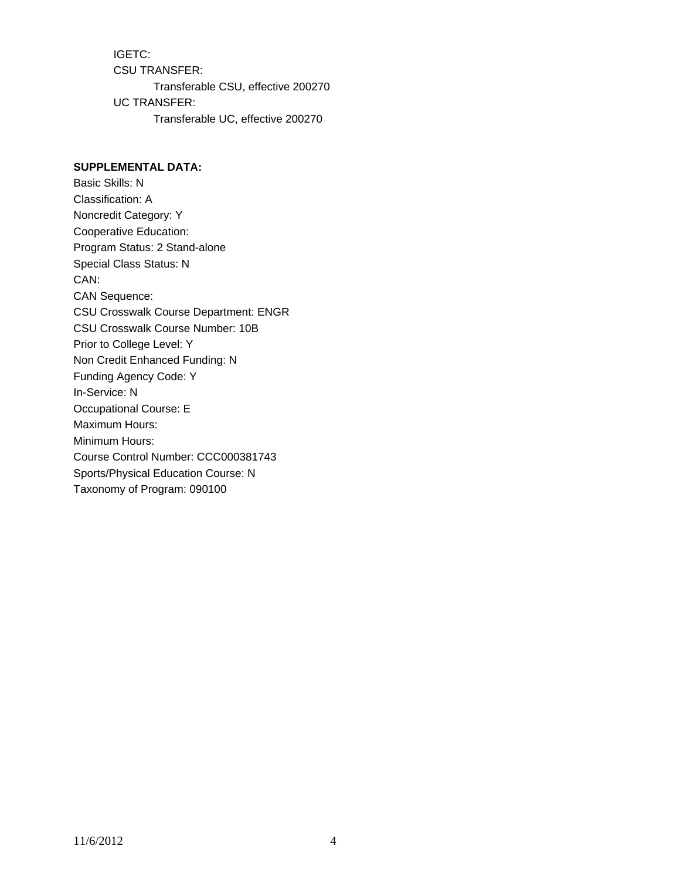IGETC:

CSU TRANSFER:

Transferable CSU, effective 200270

UC TRANSFER:

Transferable UC, effective 200270

**SUPPLEMENTAL DATA:**

Basic Skills: N
Classification: A
Noncredit Category: Y
Cooperative Education:
Program Status: 2 Stand-alone
Special Class Status: N
CAN:
CAN Sequence:
CSU Crosswalk Course Department: ENGR
CSU Crosswalk Course Number: 10B
Prior to College Level: Y
Non Credit Enhanced Funding: N
Funding Agency Code: Y
In-Service: N
Occupational Course: E
Maximum Hours:
Minimum Hours:
Course Control Number: CCC000381743
Sports/Physical Education Course: N
Taxonomy of Program: 090100